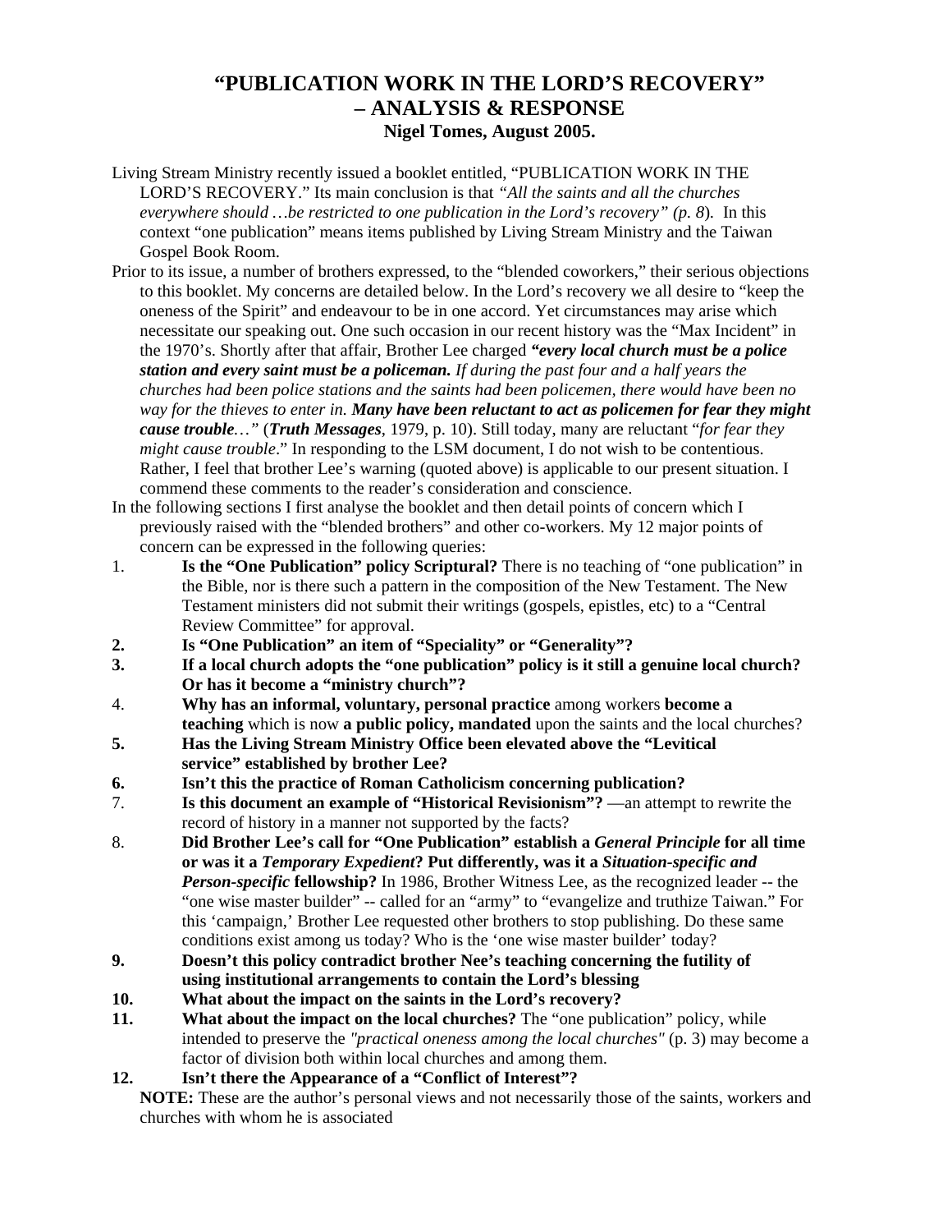# "PUBLICATION WORK IN THE LORD'S RECOVERY" – ANALYSIS & RESPONSE

**Nigel Tomes, August 2005.**

Living Stream Ministry recently issued a booklet entitled, "PUBLICATION WORK IN THE LORD'S RECOVERY." Its main conclusion is that *"All the saints and all the churches everywhere should …be restricted to one publication in the Lord's recovery" (p. 8*). In this context "one publication" means items published by Living Stream Ministry and the Taiwan Gospel Book Room.

Prior to its issue, a number of brothers expressed, to the "blended coworkers," their serious objections to this booklet. My concerns are detailed below. In the Lord's recovery we all desire to "keep the oneness of the Spirit" and endeavour to be in one accord. Yet circumstances may arise which necessitate our speaking out. One such occasion in our recent history was the "Max Incident" in the 1970's. Shortly after that affair, Brother Lee charged ***"every local church must be a police station and every saint must be a policeman.*** *If during the past four and a half years the churches had been police stations and the saints had been policemen, there would have been no way for the thieves to enter in.* ***Many have been reluctant to act as policemen for fear they might cause trouble****…"* (***Truth Messages***, 1979, p. 10). Still today, many are reluctant "*for fear they might cause trouble*." In responding to the LSM document, I do not wish to be contentious. Rather, I feel that brother Lee's warning (quoted above) is applicable to our present situation. I commend these comments to the reader's consideration and conscience.

In the following sections I first analyse the booklet and then detail points of concern which I previously raised with the "blended brothers" and other co-workers. My 12 major points of concern can be expressed in the following queries:

1. **Is the "One Publication" policy Scriptural?** There is no teaching of "one publication" in the Bible, nor is there such a pattern in the composition of the New Testament. The New Testament ministers did not submit their writings (gospels, epistles, etc) to a "Central Review Committee" for approval.
2. **Is "One Publication" an item of "Speciality" or "Generality"?**
3. **If a local church adopts the "one publication" policy is it still a genuine local church? Or has it become a "ministry church"?**
4. **Why has an informal, voluntary, personal practice** among workers **become a teaching** which is now **a public policy, mandated** upon the saints and the local churches?
5. **Has the Living Stream Ministry Office been elevated above the "Levitical service" established by brother Lee?**
6. **Isn't this the practice of Roman Catholicism concerning publication?**
7. **Is this document an example of "Historical Revisionism"?** —an attempt to rewrite the record of history in a manner not supported by the facts?
8. **Did Brother Lee's call for "One Publication" establish a *General Principle* for all time or was it a *Temporary Expedient*? Put differently, was it a *Situation-specific and Person-specific* fellowship?** In 1986, Brother Witness Lee, as the recognized leader -- the "one wise master builder" -- called for an "army" to "evangelize and truthize Taiwan." For this 'campaign,' Brother Lee requested other brothers to stop publishing. Do these same conditions exist among us today? Who is the 'one wise master builder' today?
9. **Doesn't this policy contradict brother Nee's teaching concerning the futility of using institutional arrangements to contain the Lord's blessing**
10. **What about the impact on the saints in the Lord's recovery?**
11. **What about the impact on the local churches?** The "one publication" policy, while intended to preserve the *"practical oneness among the local churches"* (p. 3) may become a factor of division both within local churches and among them.
12. **Isn't there the Appearance of a "Conflict of Interest"?**

**NOTE:** These are the author's personal views and not necessarily those of the saints, workers and churches with whom he is associated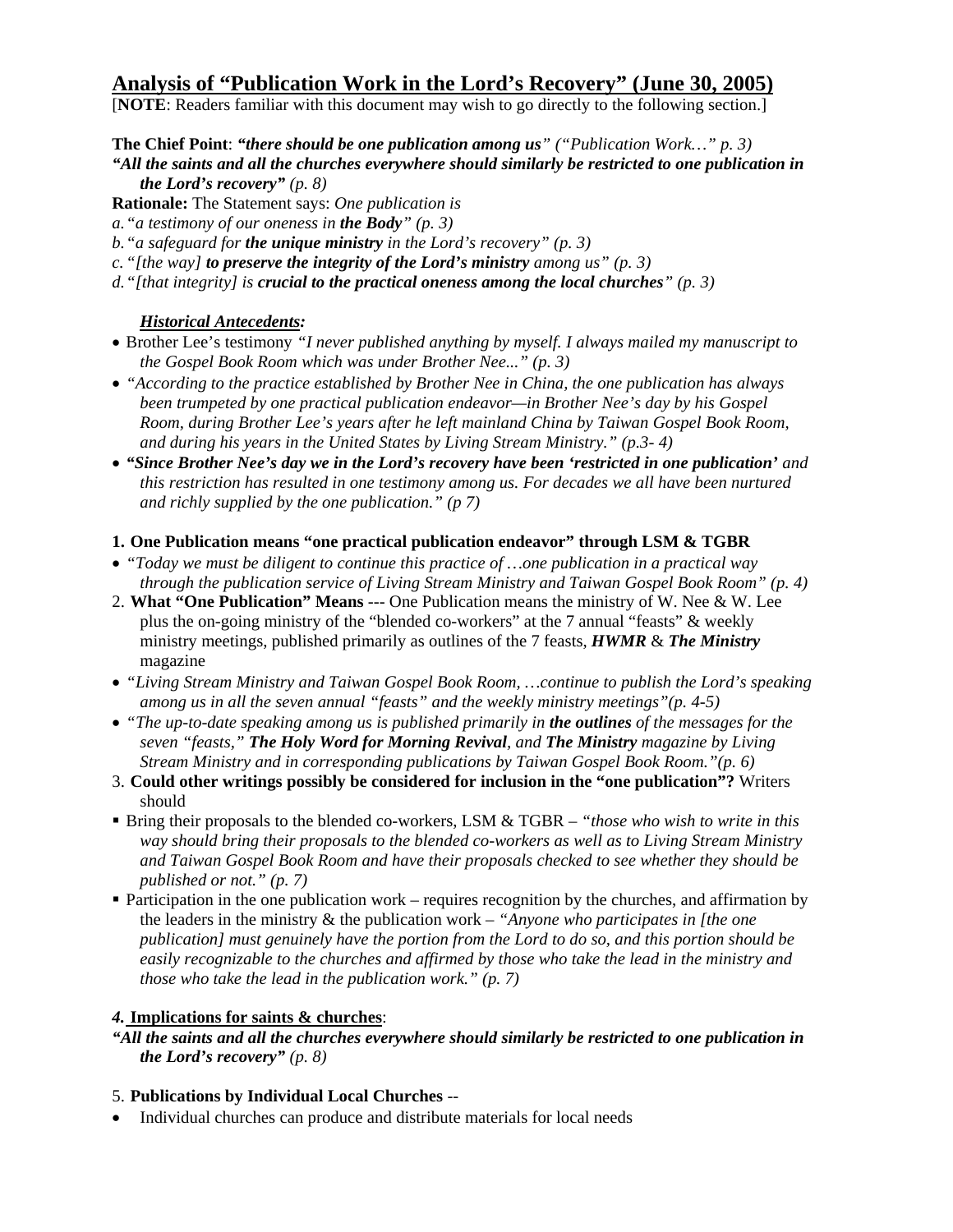## Analysis of "Publication Work in the Lord's Recovery" (June 30, 2005)

[**NOTE**: Readers familiar with this document may wish to go directly to the following section.]

**The Chief Point**: ***"there should be one publication among us****" ("Publication Work…" p. 3)*

***"All the saints and all the churches everywhere should similarly be restricted to one publication in the Lord's recovery"*** *(p. 8)*

**Rationale:** The Statement says: *One publication is*

a. *"a testimony of our oneness in **the Body**" (p. 3)*

b. *"a safeguard for **the unique ministry** in the Lord's recovery" (p. 3)*

c. *"[the way] **to preserve the integrity of the Lord's ministry** among us" (p. 3)*

d. *"[that integrity] is **crucial to the practical oneness among the local churches**" (p. 3)*

***Historical Antecedents:***

- Brother Lee's testimony *"I never published anything by myself. I always mailed my manuscript to the Gospel Book Room which was under Brother Nee..." (p. 3)*
- *"According to the practice established by Brother Nee in China, the one publication has always been trumpeted by one practical publication endeavor—in Brother Nee's day by his Gospel Room, during Brother Lee's years after he left mainland China by Taiwan Gospel Book Room, and during his years in the United States by Living Stream Ministry." (p.3- 4)*
- ***"Since Brother Nee's day we in the Lord's recovery have been 'restricted in one publication'*** *and this restriction has resulted in one testimony among us. For decades we all have been nurtured and richly supplied by the one publication." (p 7)*

**1. One Publication means "one practical publication endeavor" through LSM & TGBR**

- *"Today we must be diligent to continue this practice of …one publication in a practical way through the publication service of Living Stream Ministry and Taiwan Gospel Book Room" (p. 4)*

2. **What "One Publication" Means** --- One Publication means the ministry of W. Nee & W. Lee plus the on-going ministry of the "blended co-workers" at the 7 annual "feasts" & weekly ministry meetings, published primarily as outlines of the 7 feasts, ***HWMR*** & ***The Ministry*** magazine

- *"Living Stream Ministry and Taiwan Gospel Book Room, …continue to publish the Lord's speaking among us in all the seven annual "feasts" and the weekly ministry meetings"(p. 4-5)*
- *"The up-to-date speaking among us is published primarily in **the outlines** of the messages for the seven "feasts," **The Holy Word for Morning Revival**, and **The Ministry** magazine by Living Stream Ministry and in corresponding publications by Taiwan Gospel Book Room."(p. 6)*

3. **Could other writings possibly be considered for inclusion in the "one publication"?** Writers should

- Bring their proposals to the blended co-workers, LSM & TGBR – *"those who wish to write in this way should bring their proposals to the blended co-workers as well as to Living Stream Ministry and Taiwan Gospel Book Room and have their proposals checked to see whether they should be published or not." (p. 7)*
- Participation in the one publication work – requires recognition by the churches, and affirmation by the leaders in the ministry & the publication work – *"Anyone who participates in [the one publication] must genuinely have the portion from the Lord to do so, and this portion should be easily recognizable to the churches and affirmed by those who take the lead in the ministry and those who take the lead in the publication work." (p. 7)*

***4.* Implications for saints & churches**:

***"All the saints and all the churches everywhere should similarly be restricted to one publication in the Lord's recovery"*** *(p. 8)*

5. **Publications by Individual Local Churches** --

- Individual churches can produce and distribute materials for local needs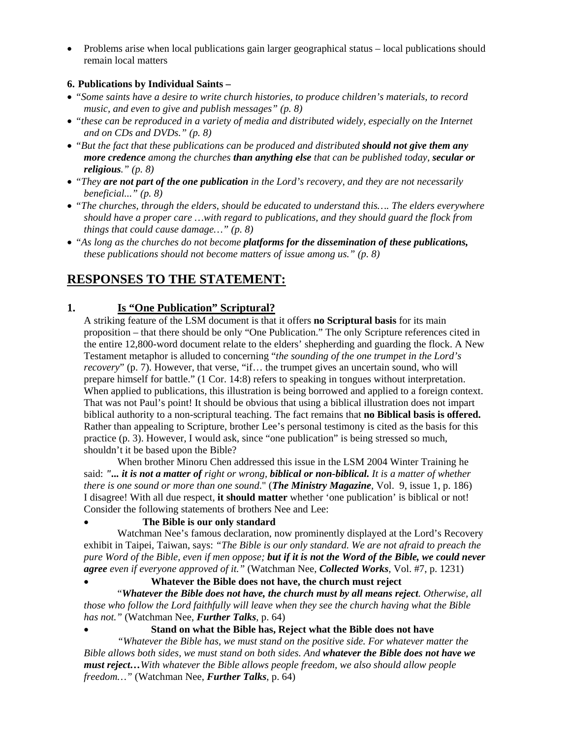- Problems arise when local publications gain larger geographical status – local publications should remain local matters

**6. Publications by Individual Saints –**

- *"Some saints have a desire to write church histories, to produce children's materials, to record music, and even to give and publish messages" (p. 8)*
- *"these can be reproduced in a variety of media and distributed widely, especially on the Internet and on CDs and DVDs." (p. 8)*
- *"But the fact that these publications can be produced and distributed* ***should not give them any more credence*** *among the churches* ***than anything else*** *that can be published today,* ***secular or religious****." (p. 8)*
- *"They* ***are not part of the one publication*** *in the Lord's recovery, and they are not necessarily beneficial..." (p. 8)*
- *"The churches, through the elders, should be educated to understand this…. The elders everywhere should have a proper care …with regard to publications, and they should guard the flock from things that could cause damage…" (p. 8)*
- *"As long as the churches do not become* ***platforms for the dissemination of these publications,*** *these publications should not become matters of issue among us." (p. 8)*

## RESPONSES TO THE STATEMENT:

### 1. Is "One Publication" Scriptural?

A striking feature of the LSM document is that it offers **no Scriptural basis** for its main proposition – that there should be only "One Publication." The only Scripture references cited in the entire 12,800-word document relate to the elders' shepherding and guarding the flock. A New Testament metaphor is alluded to concerning "*the sounding of the one trumpet in the Lord's recovery*" (p. 7). However, that verse, "if… the trumpet gives an uncertain sound, who will prepare himself for battle." (1 Cor. 14:8) refers to speaking in tongues without interpretation. When applied to publications, this illustration is being borrowed and applied to a foreign context. That was not Paul's point! It should be obvious that using a biblical illustration does not impart biblical authority to a non-scriptural teaching. The fact remains that **no Biblical basis is offered.** Rather than appealing to Scripture, brother Lee's personal testimony is cited as the basis for this practice (p. 3). However, I would ask, since "one publication" is being stressed so much, shouldn't it be based upon the Bible?

When brother Minoru Chen addressed this issue in the LSM 2004 Winter Training he said: ***"... it is not a matter of*** *right or wrong,* ***biblical or non-biblical.*** *It is a matter of whether there is one sound or more than one sound*." (***The Ministry Magazine***, Vol. 9, issue 1, p. 186) I disagree! With all due respect, **it should matter** whether 'one publication' is biblical or not! Consider the following statements of brothers Nee and Lee:

- **The Bible is our only standard**

Watchman Nee's famous declaration, now prominently displayed at the Lord's Recovery exhibit in Taipei, Taiwan, says: *"The Bible is our only standard. We are not afraid to preach the pure Word of the Bible, even if men oppose;* ***but if it is not the Word of the Bible, we could never agree*** *even if everyone approved of it."* (Watchman Nee, ***Collected Works***, Vol. #7, p. 1231)

- **Whatever the Bible does not have, the church must reject**

"***Whatever the Bible does not have, the church must by all means reject****. Otherwise, all those who follow the Lord faithfully will leave when they see the church having what the Bible has not."* (Watchman Nee, ***Further Talks***, p. 64)

- **Stand on what the Bible has, Reject what the Bible does not have**

*"Whatever the Bible has, we must stand on the positive side. For whatever matter the Bible allows both sides, we must stand on both sides. And* ***whatever the Bible does not have we must reject…****With whatever the Bible allows people freedom, we also should allow people freedom…"* (Watchman Nee, ***Further Talks***, p. 64)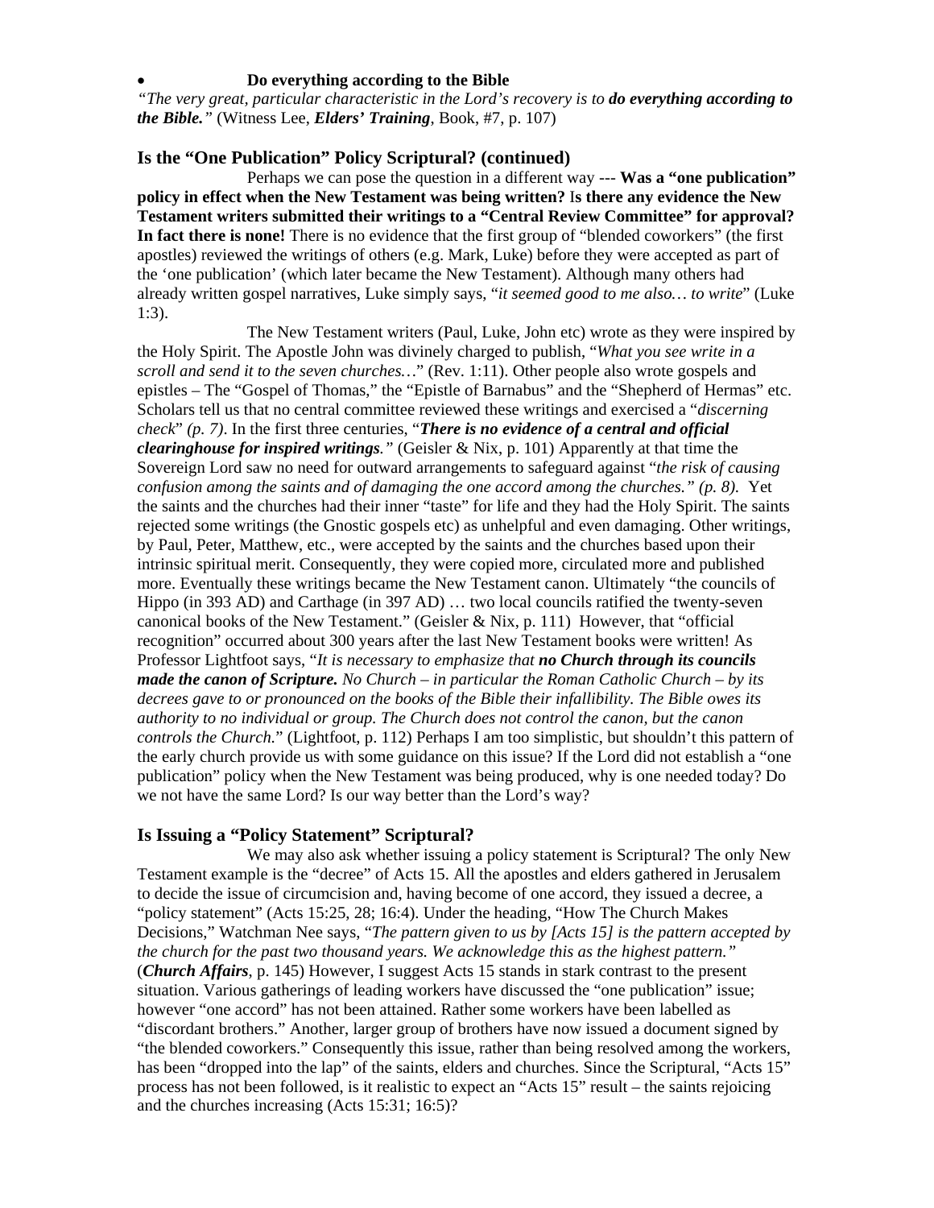- **Do everything according to the Bible**

*"The very great, particular characteristic in the Lord's recovery is to **do everything according to the Bible.**"* (Witness Lee, ***Elders' Training***, Book, #7, p. 107)

## Is the "One Publication" Policy Scriptural? (continued)

Perhaps we can pose the question in a different way --- **Was a "one publication" policy in effect when the New Testament was being written?** I**s there any evidence the New Testament writers submitted their writings to a "Central Review Committee" for approval? In fact there is none!** There is no evidence that the first group of "blended coworkers" (the first apostles) reviewed the writings of others (e.g. Mark, Luke) before they were accepted as part of the 'one publication' (which later became the New Testament). Although many others had already written gospel narratives, Luke simply says, "*it seemed good to me also… to write*" (Luke 1:3).

The New Testament writers (Paul, Luke, John etc) wrote as they were inspired by the Holy Spirit. The Apostle John was divinely charged to publish, "*What you see write in a scroll and send it to the seven churches…*" (Rev. 1:11). Other people also wrote gospels and epistles – The "Gospel of Thomas," the "Epistle of Barnabus" and the "Shepherd of Hermas" etc. Scholars tell us that no central committee reviewed these writings and exercised a "*discerning check*" *(p. 7)*. In the first three centuries, "***There is no evidence of a central and official clearinghouse for inspired writings.****"* (Geisler & Nix, p. 101) Apparently at that time the Sovereign Lord saw no need for outward arrangements to safeguard against "*the risk of causing confusion among the saints and of damaging the one accord among the churches." (p. 8).* Yet the saints and the churches had their inner "taste" for life and they had the Holy Spirit. The saints rejected some writings (the Gnostic gospels etc) as unhelpful and even damaging. Other writings, by Paul, Peter, Matthew, etc., were accepted by the saints and the churches based upon their intrinsic spiritual merit. Consequently, they were copied more, circulated more and published more. Eventually these writings became the New Testament canon. Ultimately "the councils of Hippo (in 393 AD) and Carthage (in 397 AD) … two local councils ratified the twenty-seven canonical books of the New Testament." (Geisler & Nix, p. 111) However, that "official recognition" occurred about 300 years after the last New Testament books were written! As Professor Lightfoot says, "*It is necessary to emphasize that **no Church through its councils made the canon of Scripture.** No Church – in particular the Roman Catholic Church – by its decrees gave to or pronounced on the books of the Bible their infallibility. The Bible owes its authority to no individual or group. The Church does not control the canon, but the canon controls the Church.*" (Lightfoot, p. 112) Perhaps I am too simplistic, but shouldn't this pattern of the early church provide us with some guidance on this issue? If the Lord did not establish a "one publication" policy when the New Testament was being produced, why is one needed today? Do we not have the same Lord? Is our way better than the Lord's way?

## Is Issuing a "Policy Statement" Scriptural?

We may also ask whether issuing a policy statement is Scriptural? The only New Testament example is the "decree" of Acts 15. All the apostles and elders gathered in Jerusalem to decide the issue of circumcision and, having become of one accord, they issued a decree, a "policy statement" (Acts 15:25, 28; 16:4). Under the heading, "How The Church Makes Decisions," Watchman Nee says, "*The pattern given to us by [Acts 15] is the pattern accepted by the church for the past two thousand years. We acknowledge this as the highest pattern."* (***Church Affairs***, p. 145) However, I suggest Acts 15 stands in stark contrast to the present situation. Various gatherings of leading workers have discussed the "one publication" issue; however "one accord" has not been attained. Rather some workers have been labelled as "discordant brothers." Another, larger group of brothers have now issued a document signed by "the blended coworkers." Consequently this issue, rather than being resolved among the workers, has been "dropped into the lap" of the saints, elders and churches. Since the Scriptural, "Acts 15" process has not been followed, is it realistic to expect an "Acts 15" result – the saints rejoicing and the churches increasing (Acts 15:31; 16:5)?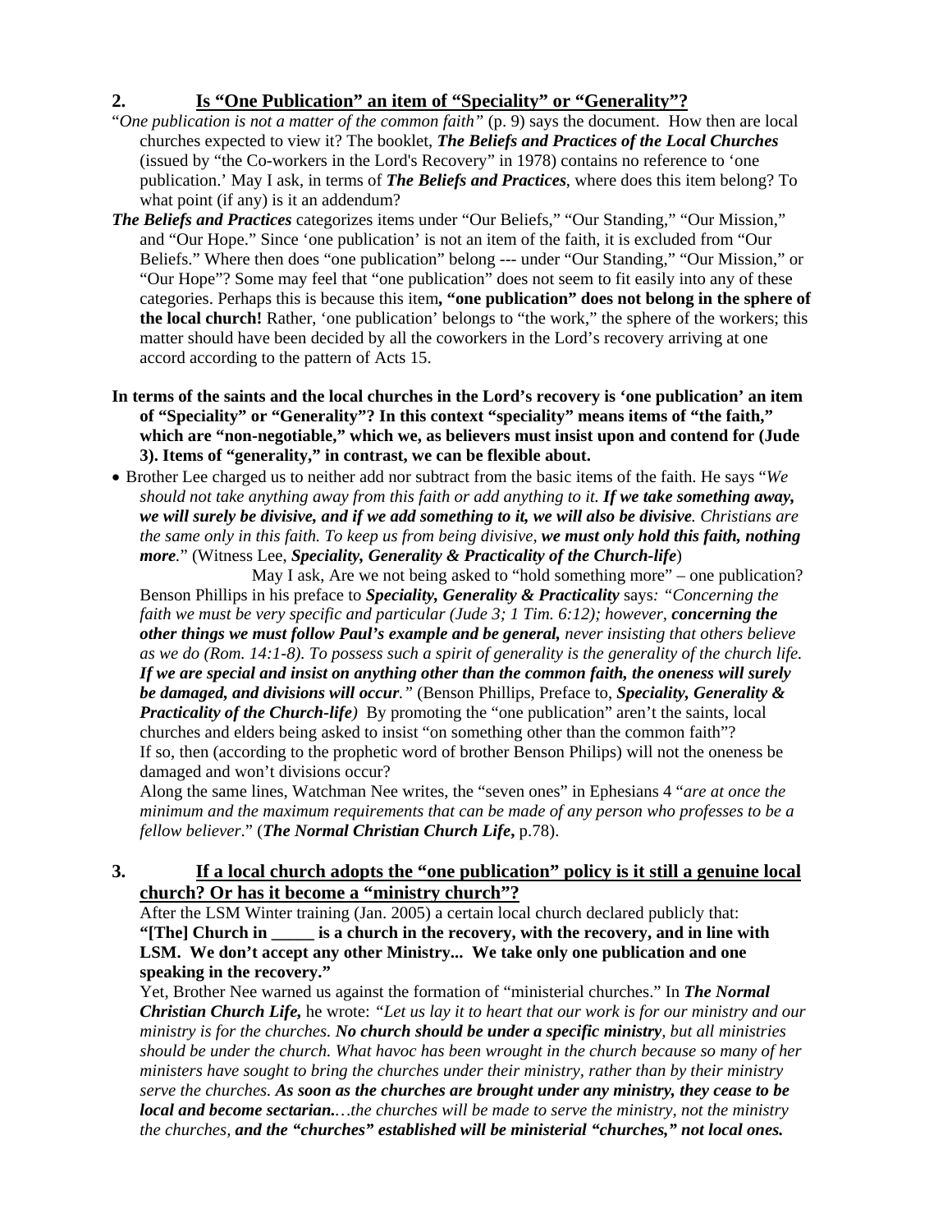## 2. Is "One Publication" an item of "Speciality" or "Generality"?

"*One publication is not a matter of the common faith"* (p. 9) says the document. How then are local churches expected to view it? The booklet, ***The Beliefs and Practices of the Local Churches*** (issued by "the Co-workers in the Lord's Recovery" in 1978) contains no reference to 'one publication.' May I ask, in terms of ***The Beliefs and Practices***, where does this item belong? To what point (if any) is it an addendum?

***The Beliefs and Practices*** categorizes items under "Our Beliefs," "Our Standing," "Our Mission," and "Our Hope." Since 'one publication' is not an item of the faith, it is excluded from "Our Beliefs." Where then does "one publication" belong --- under "Our Standing," "Our Mission," or "Our Hope"? Some may feel that "one publication" does not seem to fit easily into any of these categories. Perhaps this is because this item**, "one publication" does not belong in the sphere of the local church!** Rather, 'one publication' belongs to "the work," the sphere of the workers; this matter should have been decided by all the coworkers in the Lord's recovery arriving at one accord according to the pattern of Acts 15.

**In terms of the saints and the local churches in the Lord's recovery is 'one publication' an item of "Speciality" or "Generality"? In this context "speciality" means items of "the faith," which are "non-negotiable," which we, as believers must insist upon and contend for (Jude 3). Items of "generality," in contrast, we can be flexible about.**

- Brother Lee charged us to neither add nor subtract from the basic items of the faith. He says "*We should not take anything away from this faith or add anything to it. **If we take something away, we will surely be divisive, and if we add something to it, we will also be divisive**. Christians are the same only in this faith. To keep us from being divisive, **we must only hold this faith, nothing more**.*" (Witness Lee, ***Speciality, Generality & Practicality of the Church-life***)

  May I ask, Are we not being asked to "hold something more" – one publication? Benson Phillips in his preface to ***Speciality, Generality & Practicality*** says*: "Concerning the faith we must be very specific and particular (Jude 3; 1 Tim. 6:12); however, **concerning the other things we must follow Paul's example and be general,** never insisting that others believe as we do (Rom. 14:1-8). To possess such a spirit of generality is the generality of the church life. **If we are special and insist on anything other than the common faith, the oneness will surely be damaged, and divisions will occur**."* (Benson Phillips, Preface to, ***Speciality, Generality & Practicality of the Church-life****)* By promoting the "one publication" aren't the saints, local churches and elders being asked to insist "on something other than the common faith"? If so, then (according to the prophetic word of brother Benson Philips) will not the oneness be damaged and won't divisions occur?

  Along the same lines, Watchman Nee writes, the "seven ones" in Ephesians 4 "*are at once the minimum and the maximum requirements that can be made of any person who professes to be a fellow believer*." (***The Normal Christian Church Life***, p.78).

## 3. If a local church adopts the "one publication" policy is it still a genuine local church? Or has it become a "ministry church"?

After the LSM Winter training (Jan. 2005) a certain local church declared publicly that:
**"[The] Church in _____ is a church in the recovery, with the recovery, and in line with LSM. We don't accept any other Ministry... We take only one publication and one speaking in the recovery."**

Yet, Brother Nee warned us against the formation of "ministerial churches." In ***The Normal Christian Church Life,*** he wrote: *"Let us lay it to heart that our work is for our ministry and our ministry is for the churches. **No church should be under a specific ministry**, but all ministries should be under the church. What havoc has been wrought in the church because so many of her ministers have sought to bring the churches under their ministry, rather than by their ministry serve the churches. **As soon as the churches are brought under any ministry, they cease to be local and become sectarian.**…the churches will be made to serve the ministry, not the ministry the churches, **and the "churches" established will be ministerial "churches," not local ones.***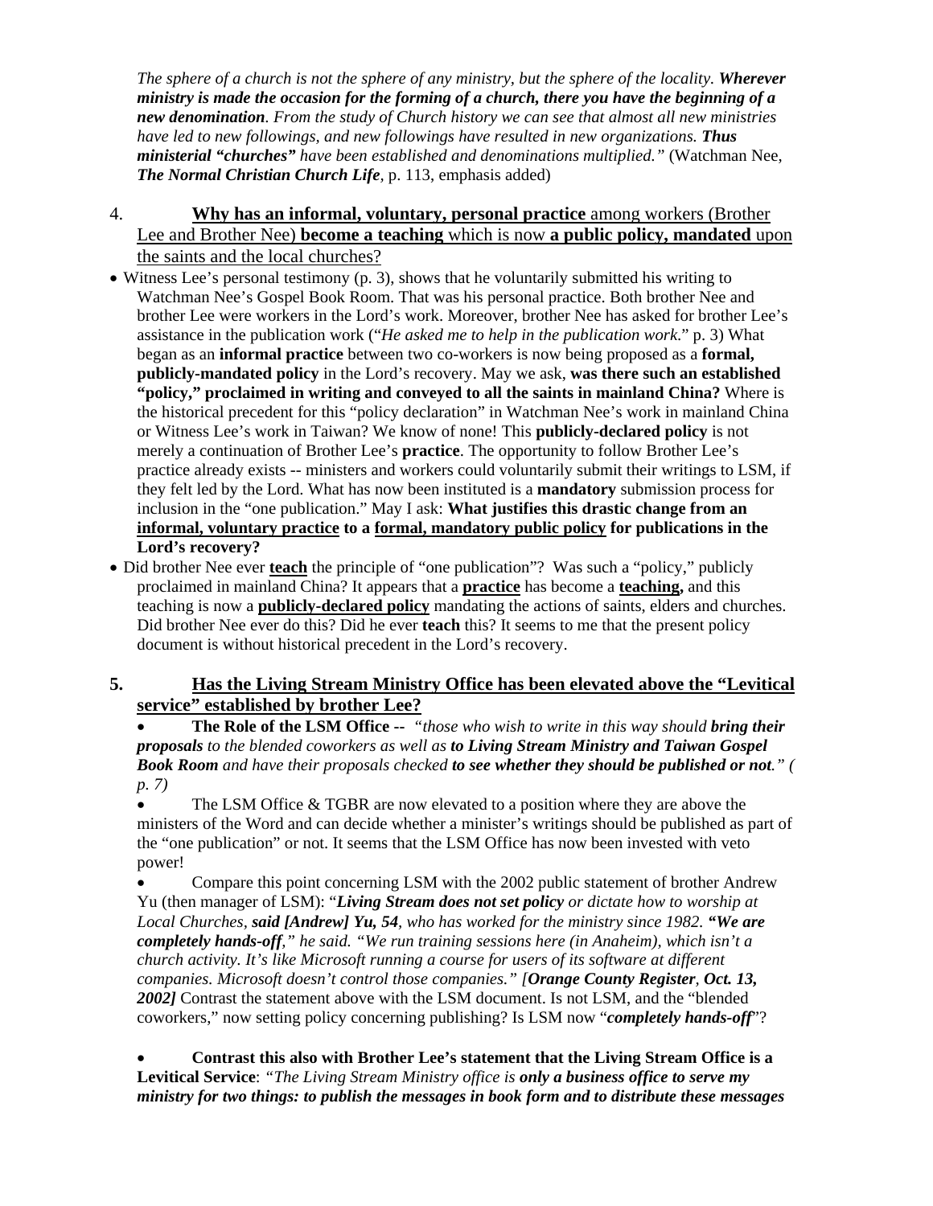*The sphere of a church is not the sphere of any ministry, but the sphere of the locality. **Wherever ministry is made the occasion for the forming of a church, there you have the beginning of a new denomination**. From the study of Church history we can see that almost all new ministries have led to new followings, and new followings have resulted in new organizations. **Thus ministerial "churches"** have been established and denominations multiplied."* (Watchman Nee, ***The Normal Christian Church Life***, p. 113, emphasis added)

4. <u>**Why has an informal, voluntary, personal practice** among workers (Brother Lee and Brother Nee) **become a teaching** which is now **a public policy, mandated** upon the saints and the local churches?</u>

- Witness Lee's personal testimony (p. 3), shows that he voluntarily submitted his writing to Watchman Nee's Gospel Book Room. That was his personal practice. Both brother Nee and brother Lee were workers in the Lord's work. Moreover, brother Nee has asked for brother Lee's assistance in the publication work ("*He asked me to help in the publication work.*" p. 3) What began as an **informal practice** between two co-workers is now being proposed as a **formal, publicly-mandated policy** in the Lord's recovery. May we ask, **was there such an established "policy," proclaimed in writing and conveyed to all the saints in mainland China?** Where is the historical precedent for this "policy declaration" in Watchman Nee's work in mainland China or Witness Lee's work in Taiwan? We know of none! This **publicly-declared policy** is not merely a continuation of Brother Lee's **practice**. The opportunity to follow Brother Lee's practice already exists -- ministers and workers could voluntarily submit their writings to LSM, if they felt led by the Lord. What has now been instituted is a **mandatory** submission process for inclusion in the "one publication." May I ask: **What justifies this drastic change from an <u>informal, voluntary practice</u> to a <u>formal, mandatory public policy</u> for publications in the Lord's recovery?**
- Did brother Nee ever <u>**teach**</u> the principle of "one publication"? Was such a "policy," publicly proclaimed in mainland China? It appears that a <u>**practice**</u> has become a <u>**teaching,**</u> and this teaching is now a <u>**publicly-declared policy**</u> mandating the actions of saints, elders and churches. Did brother Nee ever do this? Did he ever **teach** this? It seems to me that the present policy document is without historical precedent in the Lord's recovery.

5. <u>**Has the Living Stream Ministry Office has been elevated above the "Levitical service" established by brother Lee?**</u>

- **The Role of the LSM Office --** *"those who wish to write in this way should **bring their proposals** to the blended coworkers as well as **to Living Stream Ministry and Taiwan Gospel Book Room** and have their proposals checked **to see whether they should be published or not**." ( p. 7)*
- The LSM Office & TGBR are now elevated to a position where they are above the ministers of the Word and can decide whether a minister's writings should be published as part of the "one publication" or not. It seems that the LSM Office has now been invested with veto power!
- Compare this point concerning LSM with the 2002 public statement of brother Andrew Yu (then manager of LSM): "***Living Stream does not set policy** or dictate how to worship at Local Churches, **said [Andrew] Yu, 54**, who has worked for the ministry since 1982. **"We are completely hands-off**," he said. "We run training sessions here (in Anaheim), which isn't a church activity. It's like Microsoft running a course for users of its software at different companies. Microsoft doesn't control those companies." [**Orange County Register**, **Oct. 13, 2002]*** Contrast the statement above with the LSM document. Is not LSM, and the "blended coworkers," now setting policy concerning publishing? Is LSM now "***completely hands-off***"?

- **Contrast this also with Brother Lee's statement that the Living Stream Office is a Levitical Service**: *"The Living Stream Ministry office is **only a business office to serve my ministry for two things: to publish the messages in book form and to distribute these messages***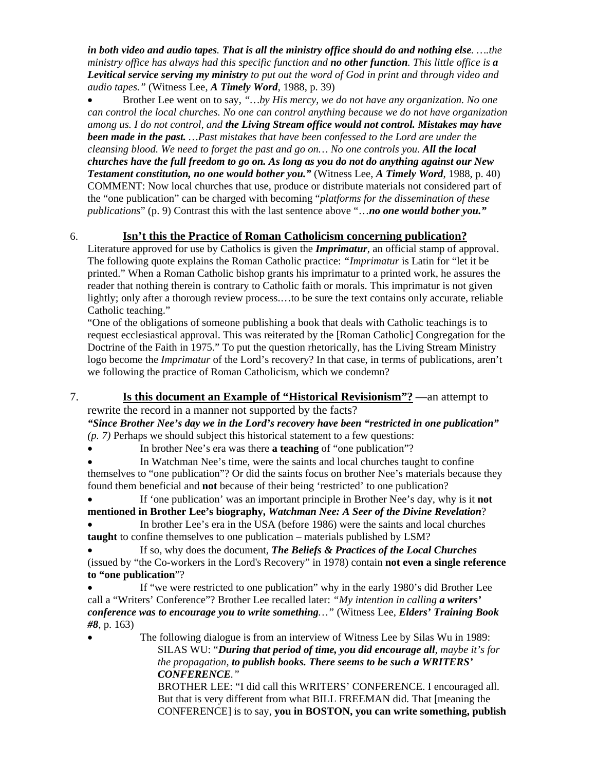***in both video and audio tapes. That is all the ministry office should do and nothing else.*** *….the ministry office has always had this specific function and* ***no other function****. This little office is* ***a Levitical service serving my ministry*** *to put out the word of God in print and through video and audio tapes."* (Witness Lee, ***A Timely Word***, 1988, p. 39)

- Brother Lee went on to say, *"…by His mercy, we do not have any organization. No one can control the local churches. No one can control anything because we do not have organization among us. I do not control, and* ***the Living Stream office would not control. Mistakes may have been made in the past.*** *…Past mistakes that have been confessed to the Lord are under the cleansing blood. We need to forget the past and go on… No one controls you.* ***All the local churches have the full freedom to go on. As long as you do not do anything against our New Testament constitution, no one would bother you."*** (Witness Lee, ***A Timely Word***, 1988, p. 40)
COMMENT: Now local churches that use, produce or distribute materials not considered part of the "one publication" can be charged with becoming "*platforms for the dissemination of these publications*" (p. 9) Contrast this with the last sentence above "…***no one would bother you."***

## 6. Isn't this the Practice of Roman Catholicism concerning publication?

Literature approved for use by Catholics is given the ***Imprimatur***, an official stamp of approval. The following quote explains the Roman Catholic practice: *"Imprimatur* is Latin for "let it be printed." When a Roman Catholic bishop grants his imprimatur to a printed work, he assures the reader that nothing therein is contrary to Catholic faith or morals. This imprimatur is not given lightly; only after a thorough review process.…to be sure the text contains only accurate, reliable Catholic teaching."

"One of the obligations of someone publishing a book that deals with Catholic teachings is to request ecclesiastical approval. This was reiterated by the [Roman Catholic] Congregation for the Doctrine of the Faith in 1975." To put the question rhetorically, has the Living Stream Ministry logo become the *Imprimatur* of the Lord's recovery? In that case, in terms of publications, aren't we following the practice of Roman Catholicism, which we condemn?

## 7. Is this document an Example of "Historical Revisionism"? —an attempt to rewrite the record in a manner not supported by the facts?

***"Since Brother Nee's day we in the Lord's recovery have been "restricted in one publication"*** *(p. 7)* Perhaps we should subject this historical statement to a few questions:

- In brother Nee's era was there **a teaching** of "one publication"?
- In Watchman Nee's time, were the saints and local churches taught to confine themselves to "one publication"? Or did the saints focus on brother Nee's materials because they found them beneficial and **not** because of their being 'restricted' to one publication?
- If 'one publication' was an important principle in Brother Nee's day, why is it **not mentioned in Brother Lee's biography,** ***Watchman Nee: A Seer of the Divine Revelation***?
- In brother Lee's era in the USA (before 1986) were the saints and local churches **taught** to confine themselves to one publication – materials published by LSM?
- If so, why does the document, ***The Beliefs & Practices of the Local Churches*** (issued by "the Co-workers in the Lord's Recovery" in 1978) contain **not even a single reference to "one publication"**?
- If "we were restricted to one publication" why in the early 1980's did Brother Lee call a "Writers' Conference"? Brother Lee recalled later: *"My intention in calling* ***a writers' conference was to encourage you to write something****…"* (Witness Lee, ***Elders' Training Book #8***, p. 163)
- The following dialogue is from an interview of Witness Lee by Silas Wu in 1989:
  SILAS WU: "***During that period of time, you did encourage all****, maybe it's for the propagation,* ***to publish books. There seems to be such a WRITERS' CONFERENCE****."*
  BROTHER LEE: "I did call this WRITERS' CONFERENCE. I encouraged all. But that is very different from what BILL FREEMAN did. That [meaning the CONFERENCE] is to say, **you in BOSTON, you can write something, publish**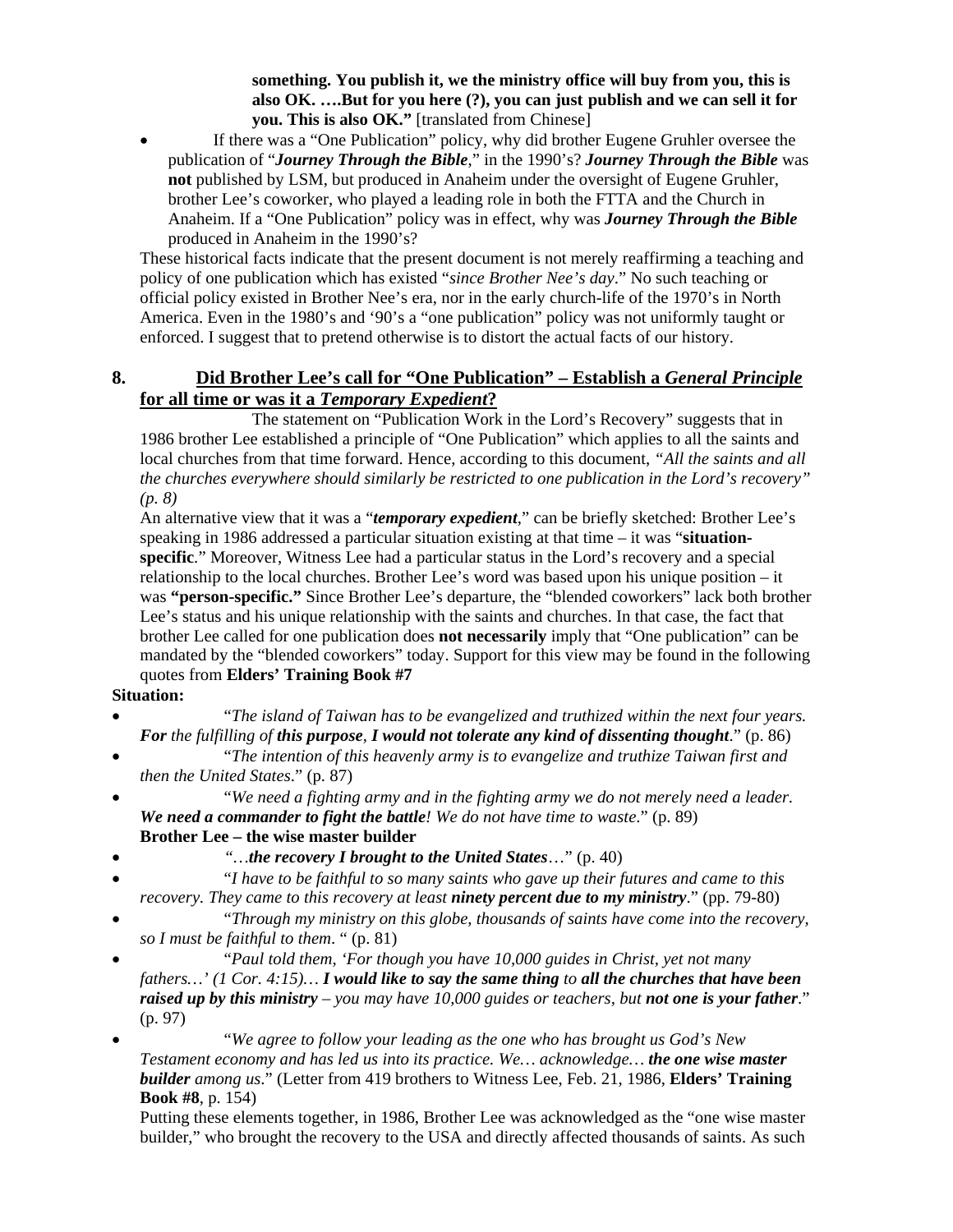**something. You publish it, we the ministry office will buy from you, this is also OK. ….But for you here (?), you can just publish and we can sell it for you. This is also OK."** [translated from Chinese]

- If there was a "One Publication" policy, why did brother Eugene Gruhler oversee the publication of "***Journey Through the Bible***," in the 1990's? ***Journey Through the Bible*** was **not** published by LSM, but produced in Anaheim under the oversight of Eugene Gruhler, brother Lee's coworker, who played a leading role in both the FTTA and the Church in Anaheim. If a "One Publication" policy was in effect, why was ***Journey Through the Bible*** produced in Anaheim in the 1990's?

These historical facts indicate that the present document is not merely reaffirming a teaching and policy of one publication which has existed "*since Brother Nee's day*." No such teaching or official policy existed in Brother Nee's era, nor in the early church-life of the 1970's in North America. Even in the 1980's and '90's a "one publication" policy was not uniformly taught or enforced. I suggest that to pretend otherwise is to distort the actual facts of our history.

## 8. Did Brother Lee's call for "One Publication" – Establish a *General Principle* for all time or was it a *Temporary Expedient*?

The statement on "Publication Work in the Lord's Recovery" suggests that in 1986 brother Lee established a principle of "One Publication" which applies to all the saints and local churches from that time forward. Hence, according to this document, *"All the saints and all the churches everywhere should similarly be restricted to one publication in the Lord's recovery" (p. 8)*

An alternative view that it was a "***temporary expedient***," can be briefly sketched: Brother Lee's speaking in 1986 addressed a particular situation existing at that time – it was "**situation-specific**." Moreover, Witness Lee had a particular status in the Lord's recovery and a special relationship to the local churches. Brother Lee's word was based upon his unique position – it was **"person-specific."** Since Brother Lee's departure, the "blended coworkers" lack both brother Lee's status and his unique relationship with the saints and churches. In that case, the fact that brother Lee called for one publication does **not necessarily** imply that "One publication" can be mandated by the "blended coworkers" today. Support for this view may be found in the following quotes from **Elders' Training Book #7**

**Situation:**

- "*The island of Taiwan has to be evangelized and truthized within the next four years. **For** the fulfilling of **this purpose**, **I would not tolerate any kind of dissenting thought**.*" (p. 86)
- "*The intention of this heavenly army is to evangelize and truthize Taiwan first and then the United States*." (p. 87)
- "*We need a fighting army and in the fighting army we do not merely need a leader. **We need a commander to fight the battle**! We do not have time to waste*." (p. 89)

**Brother Lee – the wise master builder**

- "*…**the recovery I brought to the United States**…*" (p. 40)
- "*I have to be faithful to so many saints who gave up their futures and came to this recovery. They came to this recovery at least **ninety percent due to my ministry***." (pp. 79-80)
- "*Through my ministry on this globe, thousands of saints have come into the recovery, so I must be faithful to them*. " (p. 81)
- "*Paul told them, 'For though you have 10,000 guides in Christ, yet not many fathers…' (1 Cor. 4:15)… **I would like to say the same thing** to **all the churches that have been raised up by this ministry** – you may have 10,000 guides or teachers, but **not one is your father***." (p. 97)
- "*We agree to follow your leading as the one who has brought us God's New Testament economy and has led us into its practice. We… acknowledge… **the one wise master builder** among us*." (Letter from 419 brothers to Witness Lee, Feb. 21, 1986, **Elders' Training Book #8**, p. 154)

Putting these elements together, in 1986, Brother Lee was acknowledged as the "one wise master builder," who brought the recovery to the USA and directly affected thousands of saints. As such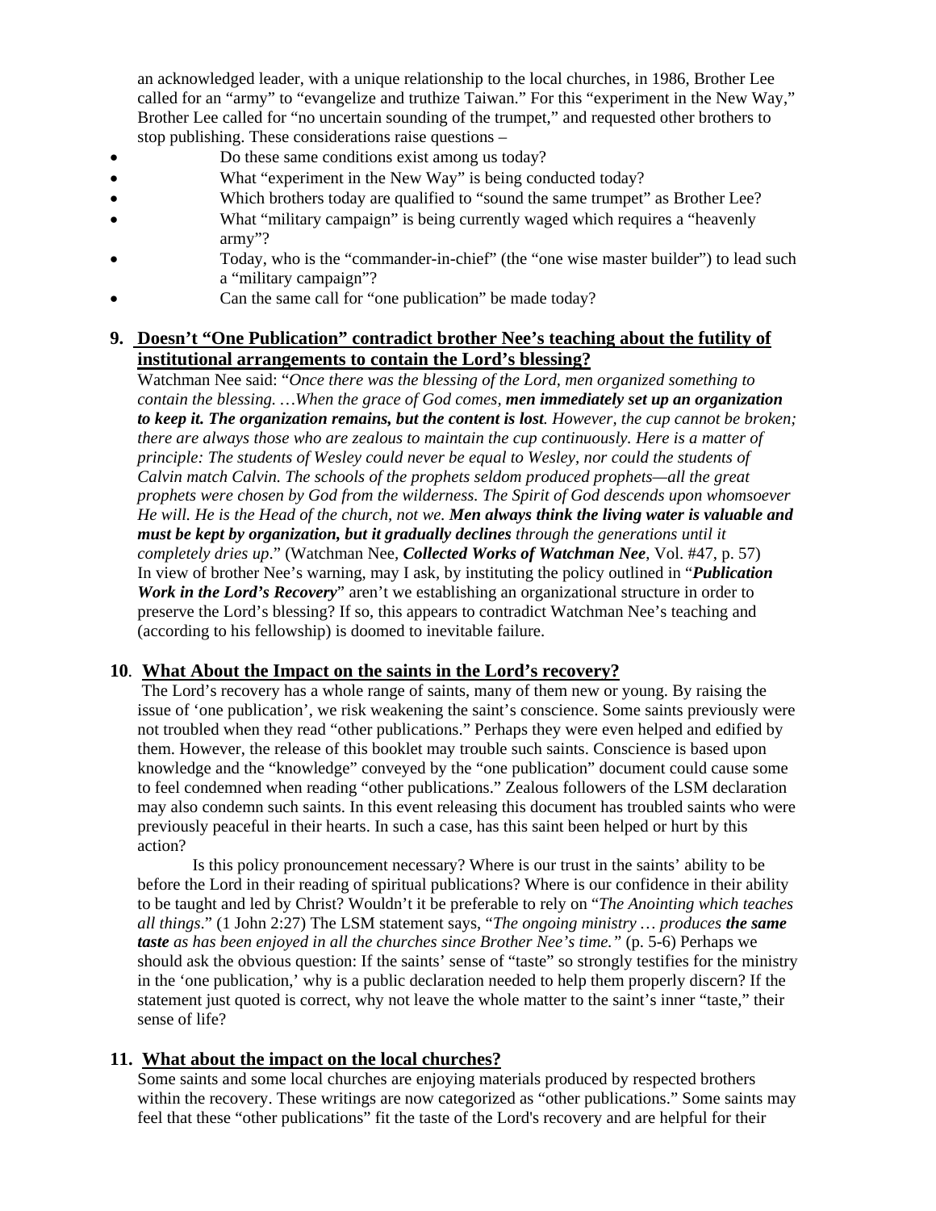an acknowledged leader, with a unique relationship to the local churches, in 1986, Brother Lee called for an "army" to "evangelize and truthize Taiwan." For this "experiment in the New Way," Brother Lee called for "no uncertain sounding of the trumpet," and requested other brothers to stop publishing. These considerations raise questions –

- Do these same conditions exist among us today?
- What "experiment in the New Way" is being conducted today?
- Which brothers today are qualified to "sound the same trumpet" as Brother Lee?
- What "military campaign" is being currently waged which requires a "heavenly army"?
- Today, who is the "commander-in-chief" (the "one wise master builder") to lead such a "military campaign"?
- Can the same call for "one publication" be made today?

## 9. Doesn't "One Publication" contradict brother Nee's teaching about the futility of institutional arrangements to contain the Lord's blessing?

Watchman Nee said: "*Once there was the blessing of the Lord, men organized something to contain the blessing. …When the grace of God comes,* ***men immediately set up an organization to keep it. The organization remains, but the content is lost****. However, the cup cannot be broken; there are always those who are zealous to maintain the cup continuously. Here is a matter of principle: The students of Wesley could never be equal to Wesley, nor could the students of Calvin match Calvin. The schools of the prophets seldom produced prophets—all the great prophets were chosen by God from the wilderness. The Spirit of God descends upon whomsoever He will. He is the Head of the church, not we.* ***Men always think the living water is valuable and must be kept by organization, but it gradually declines*** *through the generations until it completely dries up*." (Watchman Nee, ***Collected Works of Watchman Nee***, Vol. #47, p. 57)
In view of brother Nee's warning, may I ask, by instituting the policy outlined in "***Publication Work in the Lord's Recovery***" aren't we establishing an organizational structure in order to preserve the Lord's blessing? If so, this appears to contradict Watchman Nee's teaching and (according to his fellowship) is doomed to inevitable failure.

## 10. What About the Impact on the saints in the Lord's recovery?

The Lord's recovery has a whole range of saints, many of them new or young. By raising the issue of 'one publication', we risk weakening the saint's conscience. Some saints previously were not troubled when they read "other publications." Perhaps they were even helped and edified by them. However, the release of this booklet may trouble such saints. Conscience is based upon knowledge and the "knowledge" conveyed by the "one publication" document could cause some to feel condemned when reading "other publications." Zealous followers of the LSM declaration may also condemn such saints. In this event releasing this document has troubled saints who were previously peaceful in their hearts. In such a case, has this saint been helped or hurt by this action?

Is this policy pronouncement necessary? Where is our trust in the saints' ability to be before the Lord in their reading of spiritual publications? Where is our confidence in their ability to be taught and led by Christ? Wouldn't it be preferable to rely on "*The Anointing which teaches all things*." (1 John 2:27) The LSM statement says, "*The ongoing ministry … produces* ***the same taste*** *as has been enjoyed in all the churches since Brother Nee's time."* (p. 5-6) Perhaps we should ask the obvious question: If the saints' sense of "taste" so strongly testifies for the ministry in the 'one publication,' why is a public declaration needed to help them properly discern? If the statement just quoted is correct, why not leave the whole matter to the saint's inner "taste," their sense of life?

## 11. What about the impact on the local churches?

Some saints and some local churches are enjoying materials produced by respected brothers within the recovery. These writings are now categorized as "other publications." Some saints may feel that these "other publications" fit the taste of the Lord's recovery and are helpful for their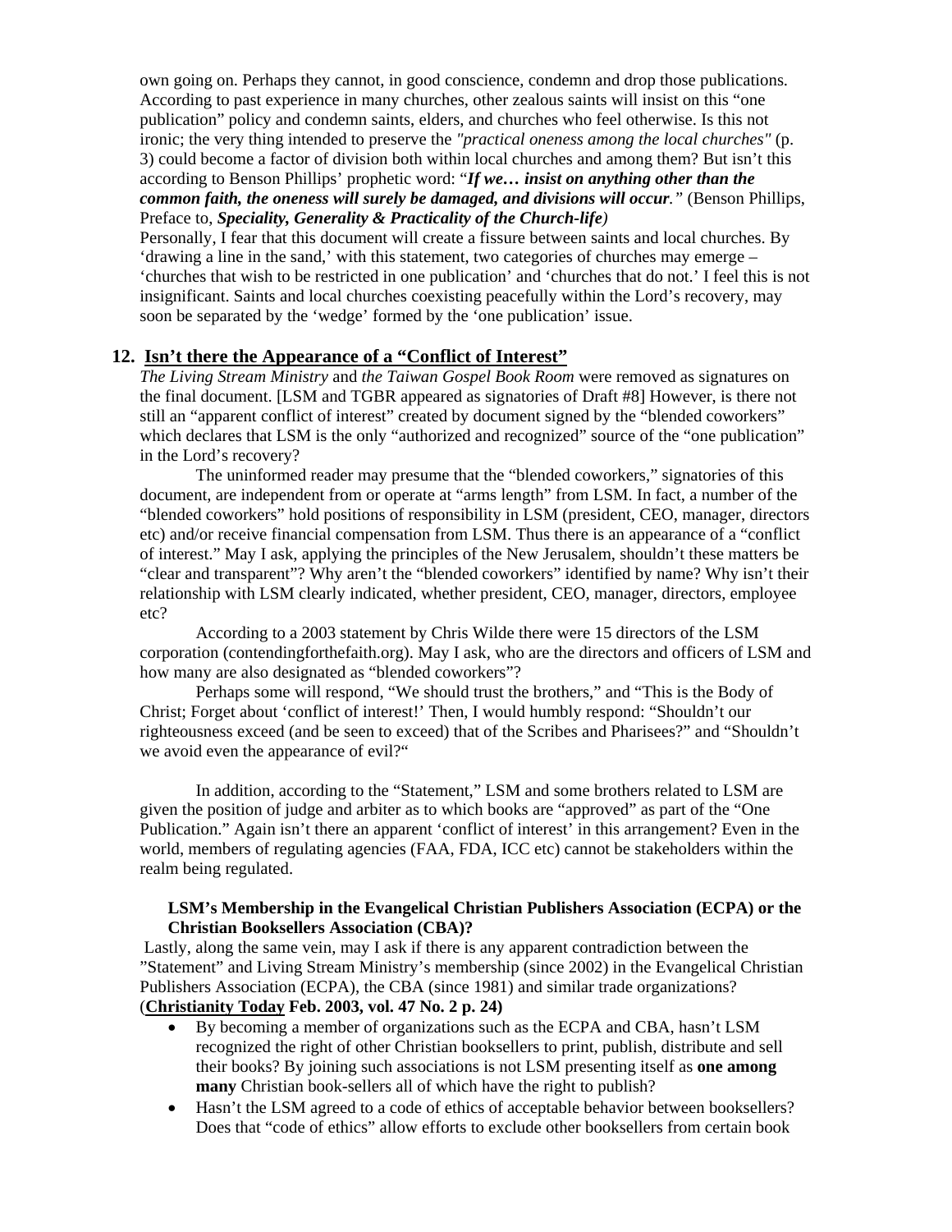own going on. Perhaps they cannot, in good conscience, condemn and drop those publications. According to past experience in many churches, other zealous saints will insist on this "one publication" policy and condemn saints, elders, and churches who feel otherwise. Is this not ironic; the very thing intended to preserve the *"practical oneness among the local churches"* (p. 3) could become a factor of division both within local churches and among them? But isn't this according to Benson Phillips' prophetic word: "***If we… insist on anything other than the common faith, the oneness will surely be damaged, and divisions will occur.***" (Benson Phillips, Preface to, ***Speciality, Generality & Practicality of the Church-life***)

Personally, I fear that this document will create a fissure between saints and local churches. By 'drawing a line in the sand,' with this statement, two categories of churches may emerge – 'churches that wish to be restricted in one publication' and 'churches that do not.' I feel this is not insignificant. Saints and local churches coexisting peacefully within the Lord's recovery, may soon be separated by the 'wedge' formed by the 'one publication' issue.

## 12. Isn't there the Appearance of a "Conflict of Interest"

*The Living Stream Ministry* and *the Taiwan Gospel Book Room* were removed as signatures on the final document. [LSM and TGBR appeared as signatories of Draft #8] However, is there not still an "apparent conflict of interest" created by document signed by the "blended coworkers" which declares that LSM is the only "authorized and recognized" source of the "one publication" in the Lord's recovery?

The uninformed reader may presume that the "blended coworkers," signatories of this document, are independent from or operate at "arms length" from LSM. In fact, a number of the "blended coworkers" hold positions of responsibility in LSM (president, CEO, manager, directors etc) and/or receive financial compensation from LSM. Thus there is an appearance of a "conflict of interest." May I ask, applying the principles of the New Jerusalem, shouldn't these matters be "clear and transparent"? Why aren't the "blended coworkers" identified by name? Why isn't their relationship with LSM clearly indicated, whether president, CEO, manager, directors, employee etc?

According to a 2003 statement by Chris Wilde there were 15 directors of the LSM corporation (contendingforthefaith.org). May I ask, who are the directors and officers of LSM and how many are also designated as "blended coworkers"?

Perhaps some will respond, "We should trust the brothers," and "This is the Body of Christ; Forget about 'conflict of interest!' Then, I would humbly respond: "Shouldn't our righteousness exceed (and be seen to exceed) that of the Scribes and Pharisees?" and "Shouldn't we avoid even the appearance of evil?"

In addition, according to the "Statement," LSM and some brothers related to LSM are given the position of judge and arbiter as to which books are "approved" as part of the "One Publication." Again isn't there an apparent 'conflict of interest' in this arrangement? Even in the world, members of regulating agencies (FAA, FDA, ICC etc) cannot be stakeholders within the realm being regulated.

**LSM's Membership in the Evangelical Christian Publishers Association (ECPA) or the Christian Booksellers Association (CBA)?**

Lastly, along the same vein, may I ask if there is any apparent contradiction between the "Statement" and Living Stream Ministry's membership (since 2002) in the Evangelical Christian Publishers Association (ECPA), the CBA (since 1981) and similar trade organizations? (**Christianity Today Feb. 2003, vol. 47 No. 2 p. 24)**

- By becoming a member of organizations such as the ECPA and CBA, hasn't LSM recognized the right of other Christian booksellers to print, publish, distribute and sell their books? By joining such associations is not LSM presenting itself as **one among many** Christian book-sellers all of which have the right to publish?
- Hasn't the LSM agreed to a code of ethics of acceptable behavior between booksellers? Does that "code of ethics" allow efforts to exclude other booksellers from certain book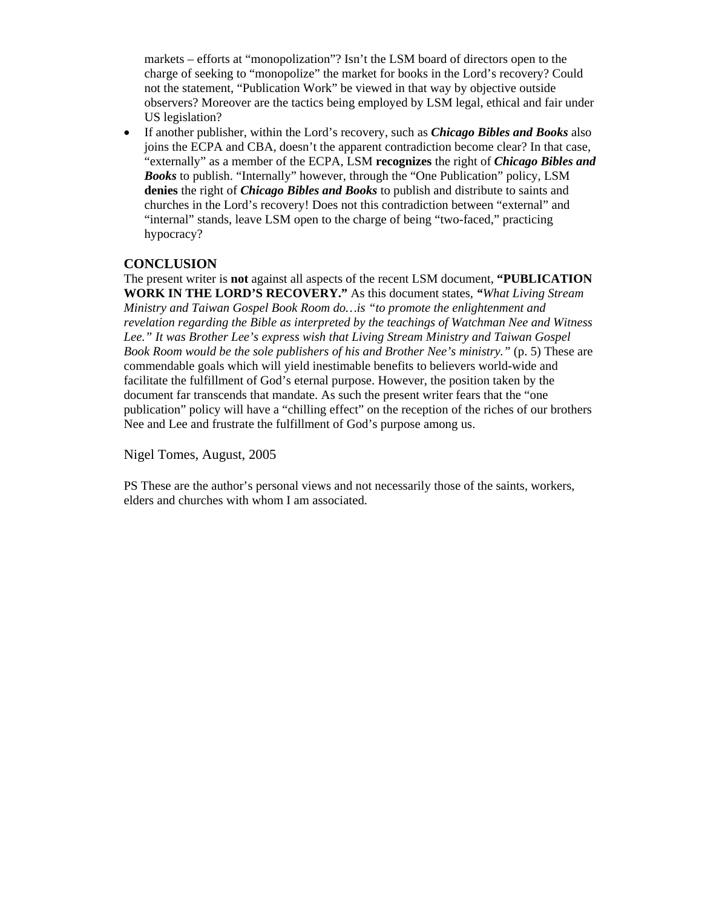markets – efforts at "monopolization"? Isn't the LSM board of directors open to the charge of seeking to "monopolize" the market for books in the Lord's recovery? Could not the statement, "Publication Work" be viewed in that way by objective outside observers? Moreover are the tactics being employed by LSM legal, ethical and fair under US legislation?

- If another publisher, within the Lord's recovery, such as ***Chicago Bibles and Books*** also joins the ECPA and CBA, doesn't the apparent contradiction become clear? In that case, "externally" as a member of the ECPA, LSM **recognizes** the right of ***Chicago Bibles and Books*** to publish. "Internally" however, through the "One Publication" policy, LSM **denies** the right of ***Chicago Bibles and Books*** to publish and distribute to saints and churches in the Lord's recovery! Does not this contradiction between "external" and "internal" stands, leave LSM open to the charge of being "two-faced," practicing hypocracy?

## CONCLUSION

The present writer is **not** against all aspects of the recent LSM document, **"PUBLICATION WORK IN THE LORD'S RECOVERY."** As this document states, **"***What Living Stream Ministry and Taiwan Gospel Book Room do…is "to promote the enlightenment and revelation regarding the Bible as interpreted by the teachings of Watchman Nee and Witness Lee." It was Brother Lee's express wish that Living Stream Ministry and Taiwan Gospel Book Room would be the sole publishers of his and Brother Nee's ministry."* (p. 5) These are commendable goals which will yield inestimable benefits to believers world-wide and facilitate the fulfillment of God's eternal purpose. However, the position taken by the document far transcends that mandate. As such the present writer fears that the "one publication" policy will have a "chilling effect" on the reception of the riches of our brothers Nee and Lee and frustrate the fulfillment of God's purpose among us.

Nigel Tomes, August, 2005

PS These are the author's personal views and not necessarily those of the saints, workers, elders and churches with whom I am associated.